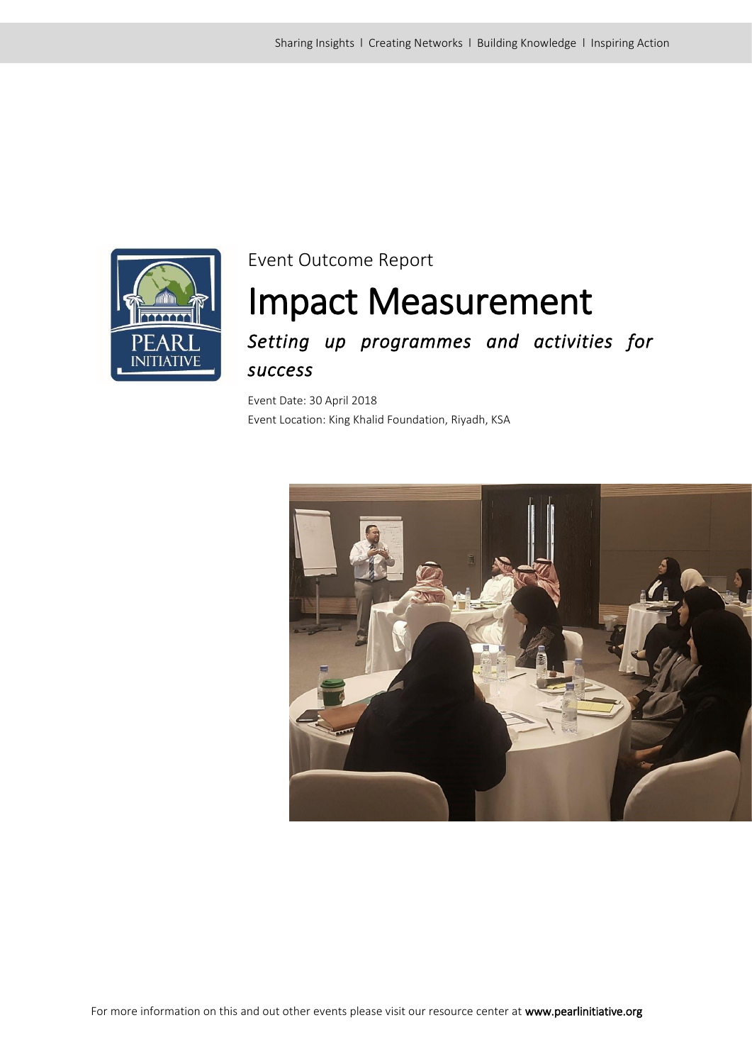Sharing Insights I Creating Networks I Building Knowledge I Inspiring Action

Event Outcome Report

# Impact Measurement

## *Setting up programmes and activities for success*

Event Date: 30 April 2018
Event Location: King Khalid Foundation, Riyadh, KSA

For more information on this and out other events please visit our resource center at **www.pearlinitiative.org**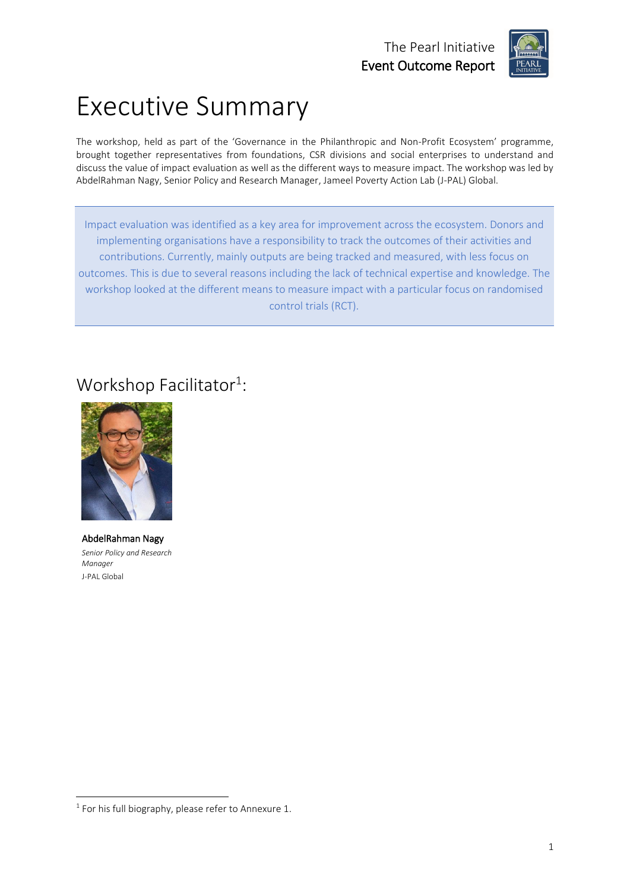# Executive Summary

The workshop, held as part of the 'Governance in the Philanthropic and Non-Profit Ecosystem' programme, brought together representatives from foundations, CSR divisions and social enterprises to understand and discuss the value of impact evaluation as well as the different ways to measure impact. The workshop was led by AbdelRahman Nagy, Senior Policy and Research Manager, Jameel Poverty Action Lab (J-PAL) Global.

> Impact evaluation was identified as a key area for improvement across the ecosystem. Donors and implementing organisations have a responsibility to track the outcomes of their activities and contributions. Currently, mainly outputs are being tracked and measured, with less focus on outcomes. This is due to several reasons including the lack of technical expertise and knowledge. The workshop looked at the different means to measure impact with a particular focus on randomised control trials (RCT).

## Workshop Facilitator[1]:

**AbdelRahman Nagy**
*Senior Policy and Research Manager*
J-PAL Global

[1] For his full biography, please refer to Annexure 1.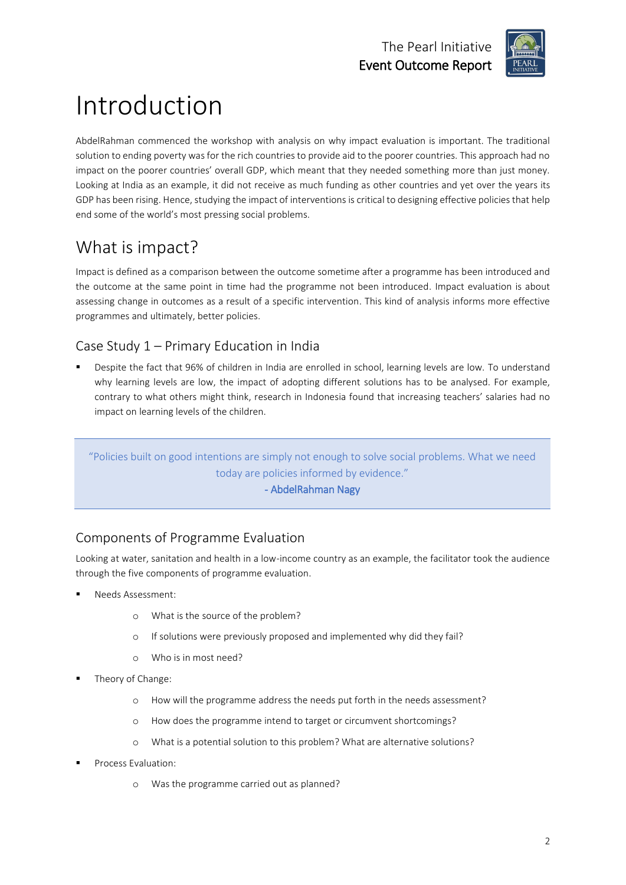# Introduction

AbdelRahman commenced the workshop with analysis on why impact evaluation is important. The traditional solution to ending poverty was for the rich countries to provide aid to the poorer countries. This approach had no impact on the poorer countries' overall GDP, which meant that they needed something more than just money. Looking at India as an example, it did not receive as much funding as other countries and yet over the years its GDP has been rising. Hence, studying the impact of interventions is critical to designing effective policies that help end some of the world's most pressing social problems.

## What is impact?

Impact is defined as a comparison between the outcome sometime after a programme has been introduced and the outcome at the same point in time had the programme not been introduced. Impact evaluation is about assessing change in outcomes as a result of a specific intervention. This kind of analysis informs more effective programmes and ultimately, better policies.

### Case Study 1 – Primary Education in India

- Despite the fact that 96% of children in India are enrolled in school, learning levels are low. To understand why learning levels are low, the impact of adopting different solutions has to be analysed. For example, contrary to what others might think, research in Indonesia found that increasing teachers' salaries had no impact on learning levels of the children.

> "Policies built on good intentions are simply not enough to solve social problems. What we need today are policies informed by evidence."
> **- AbdelRahman Nagy**

### Components of Programme Evaluation

Looking at water, sanitation and health in a low-income country as an example, the facilitator took the audience through the five components of programme evaluation.

- Needs Assessment:
  - What is the source of the problem?
  - If solutions were previously proposed and implemented why did they fail?
  - Who is in most need?
- Theory of Change:
  - How will the programme address the needs put forth in the needs assessment?
  - How does the programme intend to target or circumvent shortcomings?
  - What is a potential solution to this problem? What are alternative solutions?
- Process Evaluation:
  - Was the programme carried out as planned?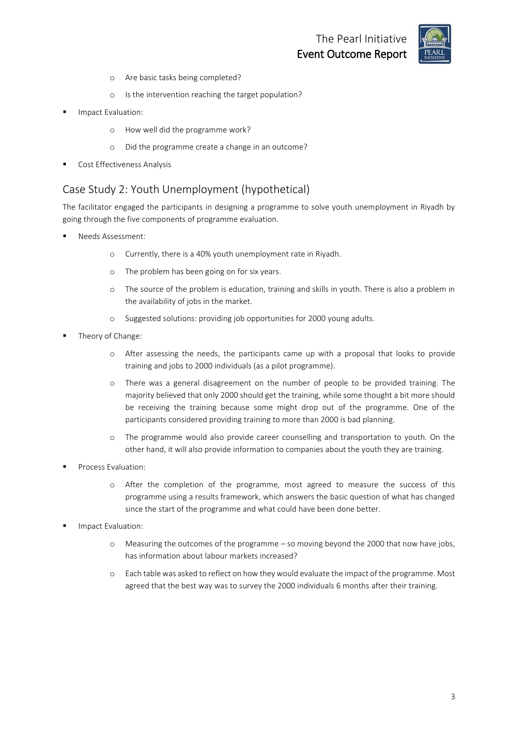- Are basic tasks being completed?
    - Is the intervention reaching the target population?
- Impact Evaluation:
    - How well did the programme work?
    - Did the programme create a change in an outcome?
- Cost Effectiveness Analysis

## Case Study 2: Youth Unemployment (hypothetical)

The facilitator engaged the participants in designing a programme to solve youth unemployment in Riyadh by going through the five components of programme evaluation.

- Needs Assessment:
    - Currently, there is a 40% youth unemployment rate in Riyadh.
    - The problem has been going on for six years.
    - The source of the problem is education, training and skills in youth. There is also a problem in the availability of jobs in the market.
    - Suggested solutions: providing job opportunities for 2000 young adults.
- Theory of Change:
    - After assessing the needs, the participants came up with a proposal that looks to provide training and jobs to 2000 individuals (as a pilot programme).
    - There was a general disagreement on the number of people to be provided training. The majority believed that only 2000 should get the training, while some thought a bit more should be receiving the training because some might drop out of the programme. One of the participants considered providing training to more than 2000 is bad planning.
    - The programme would also provide career counselling and transportation to youth. On the other hand, it will also provide information to companies about the youth they are training.
- Process Evaluation:
    - After the completion of the programme, most agreed to measure the success of this programme using a results framework, which answers the basic question of what has changed since the start of the programme and what could have been done better.
- Impact Evaluation:
    - Measuring the outcomes of the programme – so moving beyond the 2000 that now have jobs, has information about labour markets increased?
    - Each table was asked to reflect on how they would evaluate the impact of the programme. Most agreed that the best way was to survey the 2000 individuals 6 months after their training.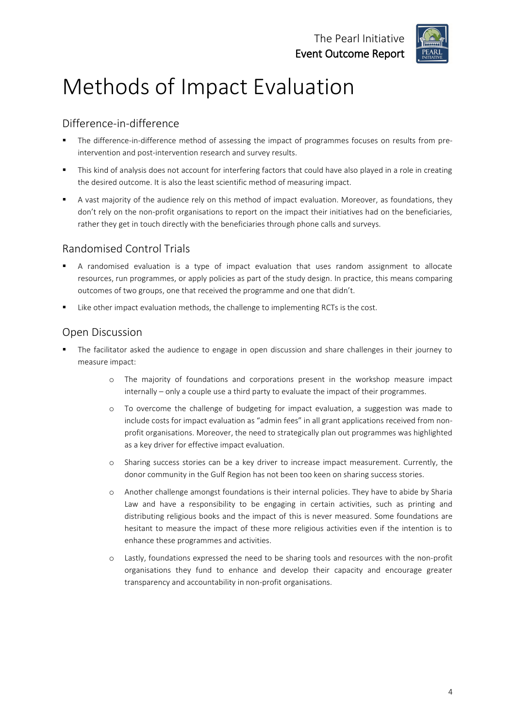# Methods of Impact Evaluation

## Difference-in-difference

- The difference-in-difference method of assessing the impact of programmes focuses on results from pre-intervention and post-intervention research and survey results.
- This kind of analysis does not account for interfering factors that could have also played in a role in creating the desired outcome. It is also the least scientific method of measuring impact.
- A vast majority of the audience rely on this method of impact evaluation. Moreover, as foundations, they don't rely on the non-profit organisations to report on the impact their initiatives had on the beneficiaries, rather they get in touch directly with the beneficiaries through phone calls and surveys.

## Randomised Control Trials

- A randomised evaluation is a type of impact evaluation that uses random assignment to allocate resources, run programmes, or apply policies as part of the study design. In practice, this means comparing outcomes of two groups, one that received the programme and one that didn't.
- Like other impact evaluation methods, the challenge to implementing RCTs is the cost.

## Open Discussion

- The facilitator asked the audience to engage in open discussion and share challenges in their journey to measure impact:
  - The majority of foundations and corporations present in the workshop measure impact internally – only a couple use a third party to evaluate the impact of their programmes.
  - To overcome the challenge of budgeting for impact evaluation, a suggestion was made to include costs for impact evaluation as "admin fees" in all grant applications received from non-profit organisations. Moreover, the need to strategically plan out programmes was highlighted as a key driver for effective impact evaluation.
  - Sharing success stories can be a key driver to increase impact measurement. Currently, the donor community in the Gulf Region has not been too keen on sharing success stories.
  - Another challenge amongst foundations is their internal policies. They have to abide by Sharia Law and have a responsibility to be engaging in certain activities, such as printing and distributing religious books and the impact of this is never measured. Some foundations are hesitant to measure the impact of these more religious activities even if the intention is to enhance these programmes and activities.
  - Lastly, foundations expressed the need to be sharing tools and resources with the non-profit organisations they fund to enhance and develop their capacity and encourage greater transparency and accountability in non-profit organisations.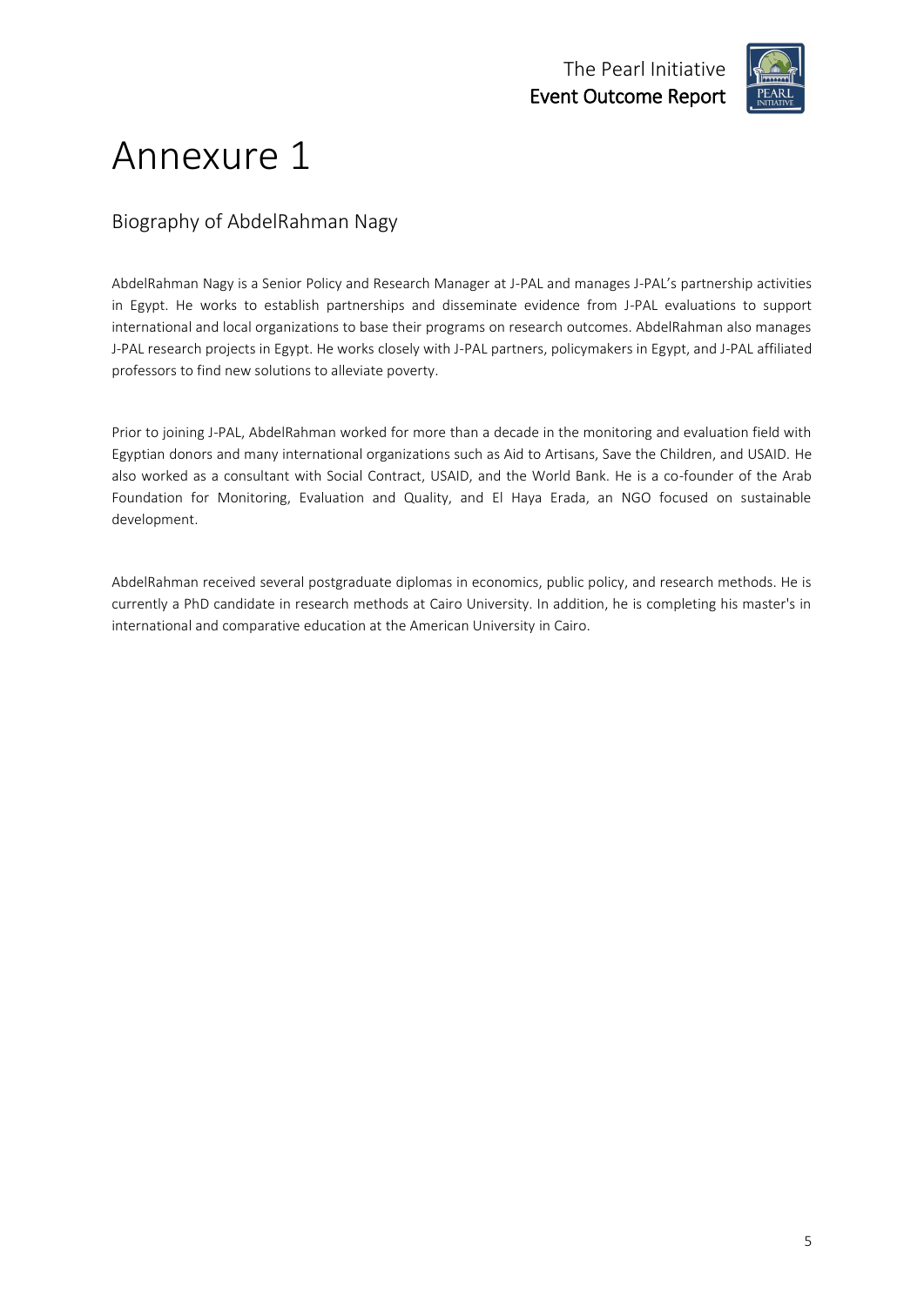# Annexure 1

## Biography of AbdelRahman Nagy

AbdelRahman Nagy is a Senior Policy and Research Manager at J-PAL and manages J-PAL's partnership activities in Egypt. He works to establish partnerships and disseminate evidence from J-PAL evaluations to support international and local organizations to base their programs on research outcomes. AbdelRahman also manages J-PAL research projects in Egypt. He works closely with J-PAL partners, policymakers in Egypt, and J-PAL affiliated professors to find new solutions to alleviate poverty.

Prior to joining J-PAL, AbdelRahman worked for more than a decade in the monitoring and evaluation field with Egyptian donors and many international organizations such as Aid to Artisans, Save the Children, and USAID. He also worked as a consultant with Social Contract, USAID, and the World Bank. He is a co-founder of the Arab Foundation for Monitoring, Evaluation and Quality, and El Haya Erada, an NGO focused on sustainable development.

AbdelRahman received several postgraduate diplomas in economics, public policy, and research methods. He is currently a PhD candidate in research methods at Cairo University. In addition, he is completing his master's in international and comparative education at the American University in Cairo.